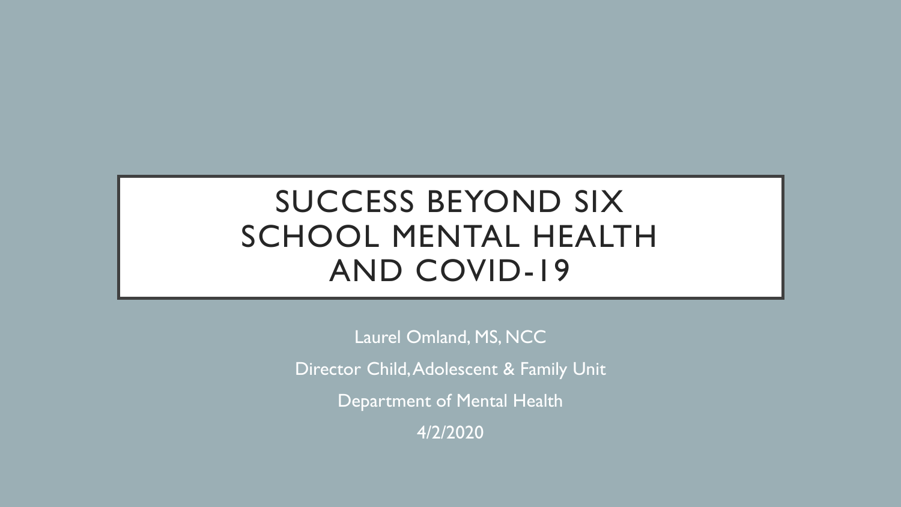# SUCCESS BEYOND SIX SCHOOL MENTAL HEALTH AND COVID-19

Laurel Omland, MS, NCC

Director Child, Adolescent & Family Unit

Department of Mental Health

4/2/2020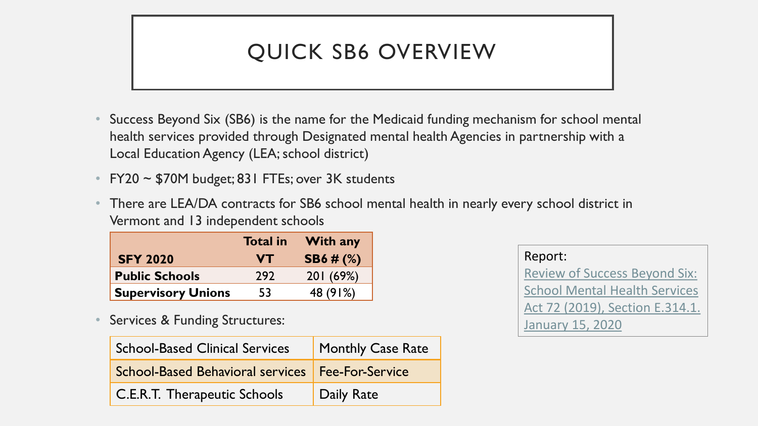# QUICK SB6 OVERVIEW

- Success Beyond Six (SB6) is the name for the Medicaid funding mechanism for school mental health services provided through Designated mental health Agencies in partnership with a Local Education Agency (LEA; school district)
- FY20 ~ $70M budget; 831 FTEs; over 3K students
- There are LEA/DA contracts for SB6 school mental health in nearly every school district in Vermont and 13 independent schools

| SFY 2020 | Total in VT | With any SB6 # (%) |
|---|---|---|
| **Public Schools** | 292 | 201 (69%) |
| **Supervisory Unions** | 53 | 48 (91%) |

- Services & Funding Structures:

| | |
|---|---|
| School-Based Clinical Services | Monthly Case Rate |
| School-Based Behavioral services | Fee-For-Service |
| C.E.R.T. Therapeutic Schools | Daily Rate |

Report:
[Review of Success Beyond Six: School Mental Health Services Act 72 (2019), Section E.314.1. January 15, 2020]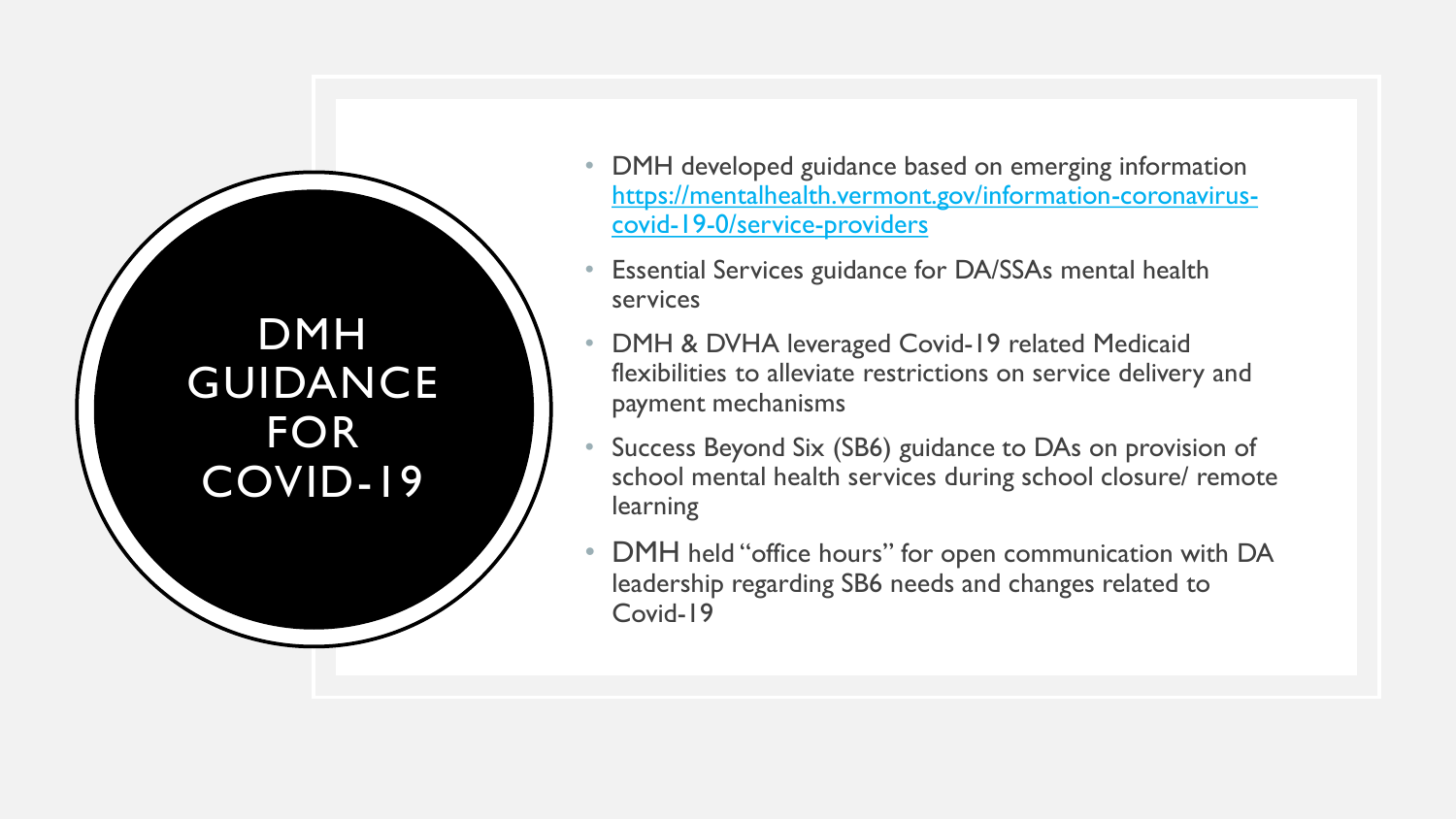# DMH GUIDANCE FOR COVID-19

- DMH developed guidance based on emerging information [https://mentalhealth.vermont.gov/information-coronavirus-covid-19-0/service-providers](https://mentalhealth.vermont.gov/information-coronavirus-covid-19-0/service-providers)
- Essential Services guidance for DA/SSAs mental health services
- DMH & DVHA leveraged Covid-19 related Medicaid flexibilities to alleviate restrictions on service delivery and payment mechanisms
- Success Beyond Six (SB6) guidance to DAs on provision of school mental health services during school closure/ remote learning
- DMH held "office hours" for open communication with DA leadership regarding SB6 needs and changes related to Covid-19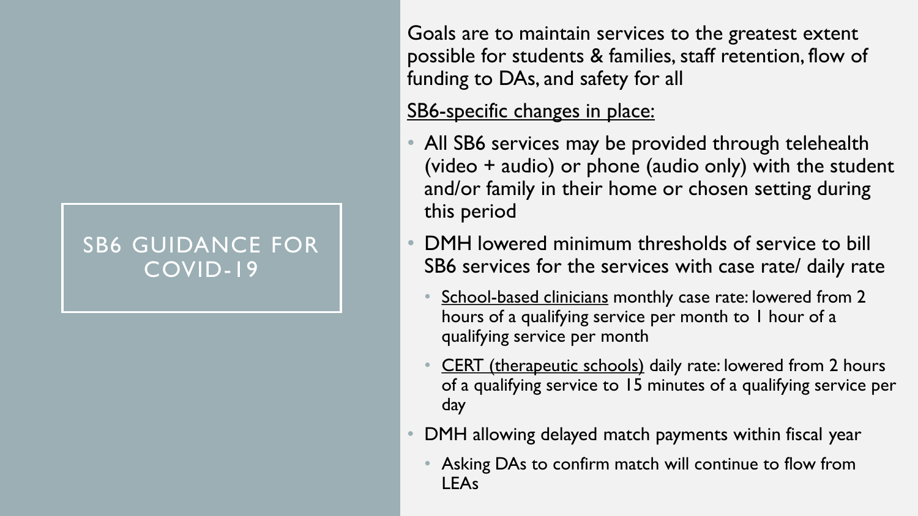# SB6 GUIDANCE FOR COVID-19

Goals are to maintain services to the greatest extent possible for students & families, staff retention, flow of funding to DAs, and safety for all

<u>SB6-specific changes in place:</u>

- All SB6 services may be provided through telehealth (video + audio) or phone (audio only) with the student and/or family in their home or chosen setting during this period
- DMH lowered minimum thresholds of service to bill SB6 services for the services with case rate/ daily rate
  - <u>School-based clinicians</u> monthly case rate: lowered from 2 hours of a qualifying service per month to 1 hour of a qualifying service per month
  - <u>CERT (therapeutic schools)</u> daily rate: lowered from 2 hours of a qualifying service to 15 minutes of a qualifying service per day
- DMH allowing delayed match payments within fiscal year
  - Asking DAs to confirm match will continue to flow from LEAs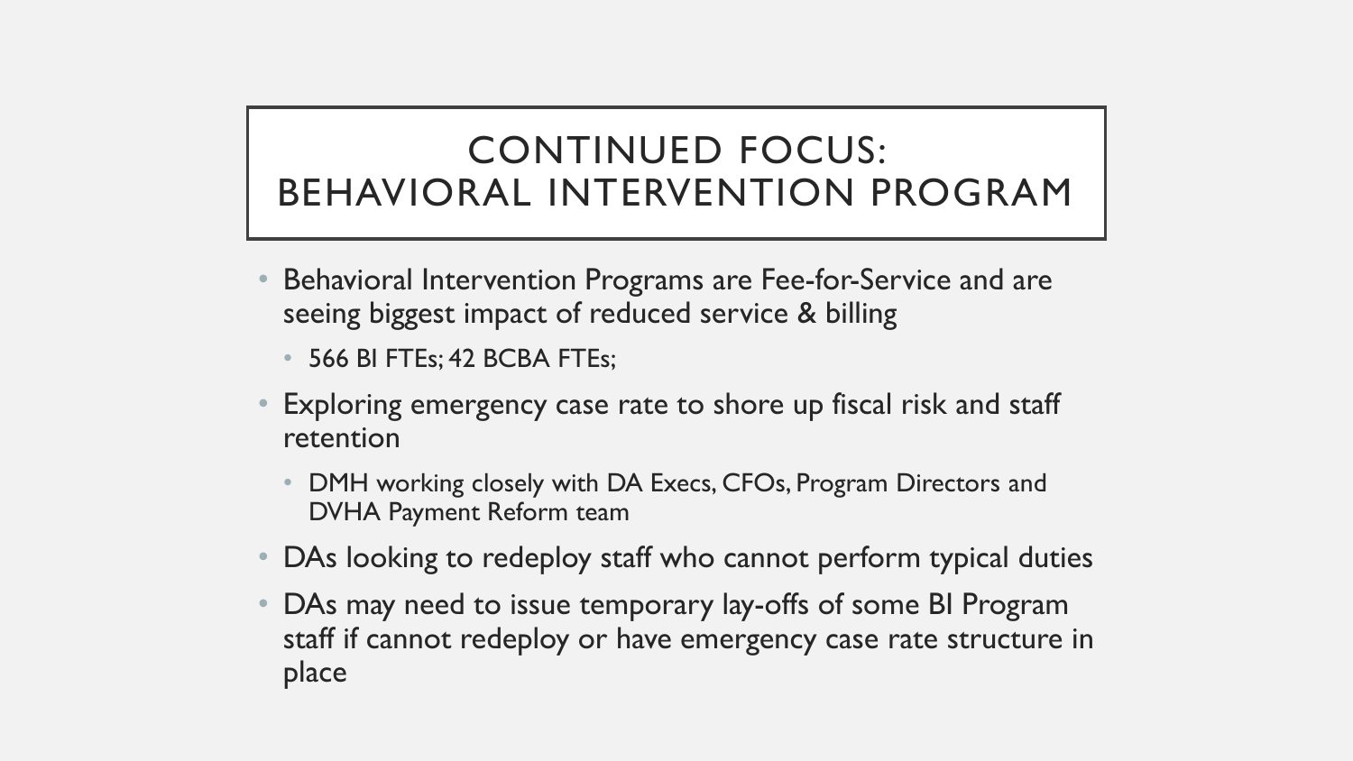# CONTINUED FOCUS: BEHAVIORAL INTERVENTION PROGRAM

- Behavioral Intervention Programs are Fee-for-Service and are seeing biggest impact of reduced service & billing
  - 566 BI FTEs; 42 BCBA FTEs;
- Exploring emergency case rate to shore up fiscal risk and staff retention
  - DMH working closely with DA Execs, CFOs, Program Directors and DVHA Payment Reform team
- DAs looking to redeploy staff who cannot perform typical duties
- DAs may need to issue temporary lay-offs of some BI Program staff if cannot redeploy or have emergency case rate structure in place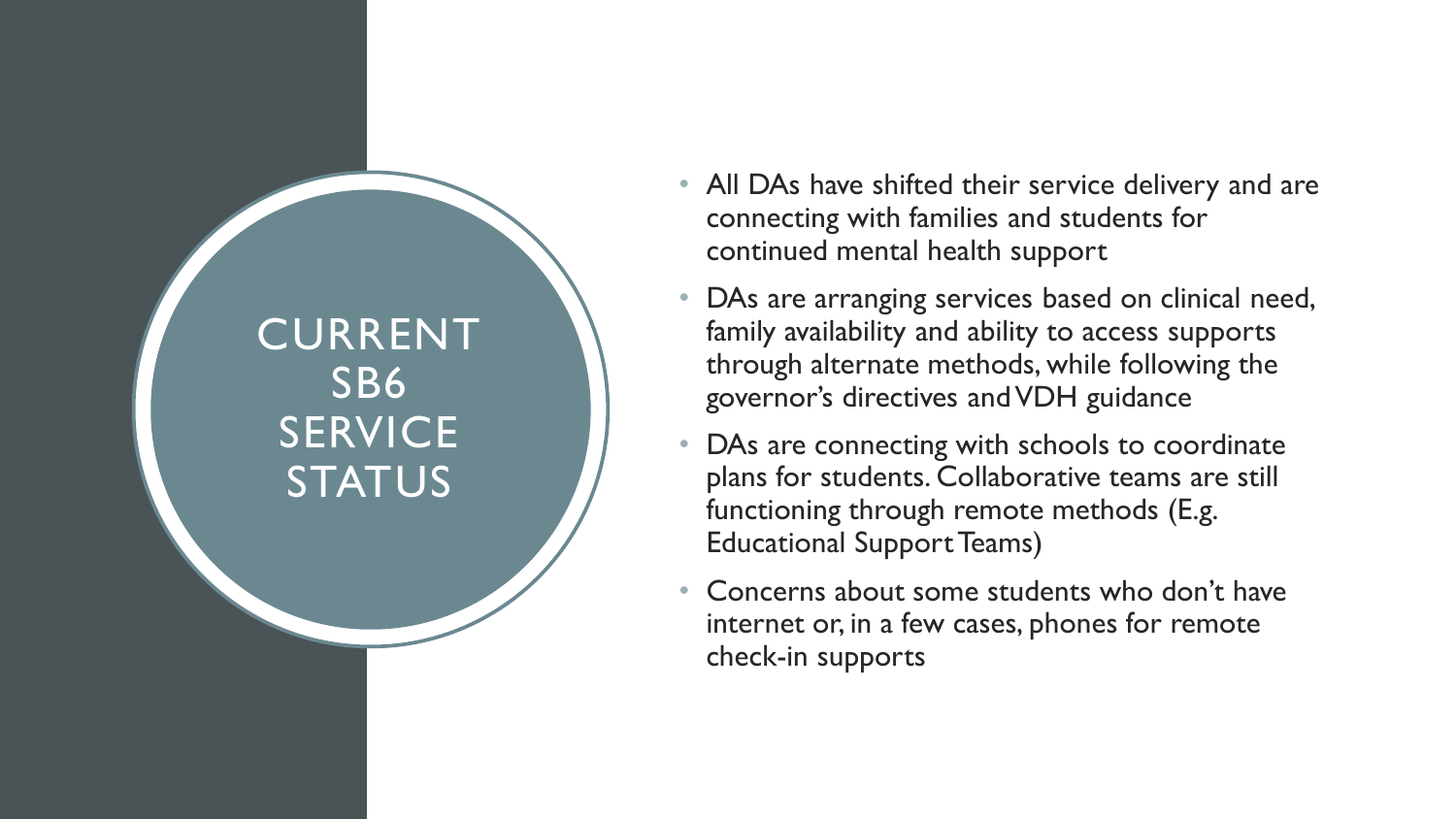# CURRENT SB6 SERVICE STATUS

- All DAs have shifted their service delivery and are connecting with families and students for continued mental health support
- DAs are arranging services based on clinical need, family availability and ability to access supports through alternate methods, while following the governor's directives and VDH guidance
- DAs are connecting with schools to coordinate plans for students. Collaborative teams are still functioning through remote methods (E.g. Educational Support Teams)
- Concerns about some students who don't have internet or, in a few cases, phones for remote check-in supports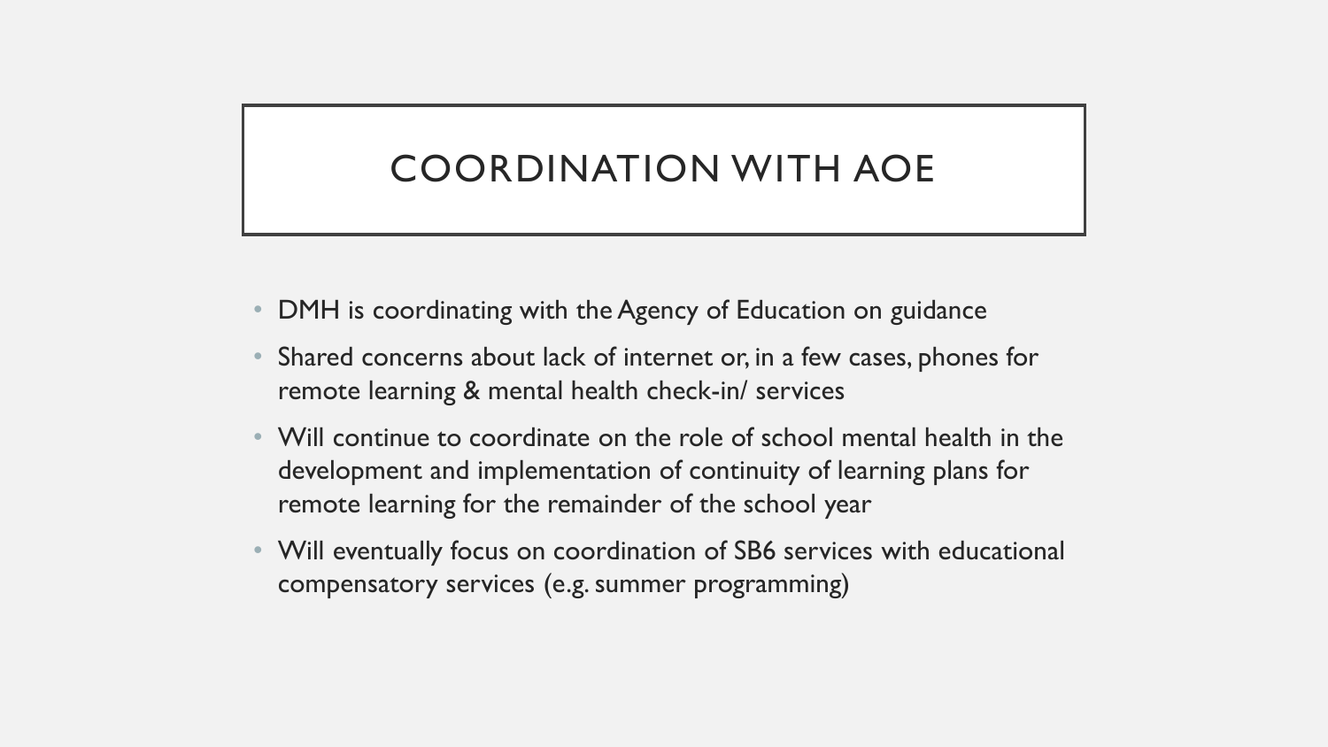# COORDINATION WITH AOE

- DMH is coordinating with the Agency of Education on guidance
- Shared concerns about lack of internet or, in a few cases, phones for remote learning & mental health check-in/ services
- Will continue to coordinate on the role of school mental health in the development and implementation of continuity of learning plans for remote learning for the remainder of the school year
- Will eventually focus on coordination of SB6 services with educational compensatory services (e.g. summer programming)